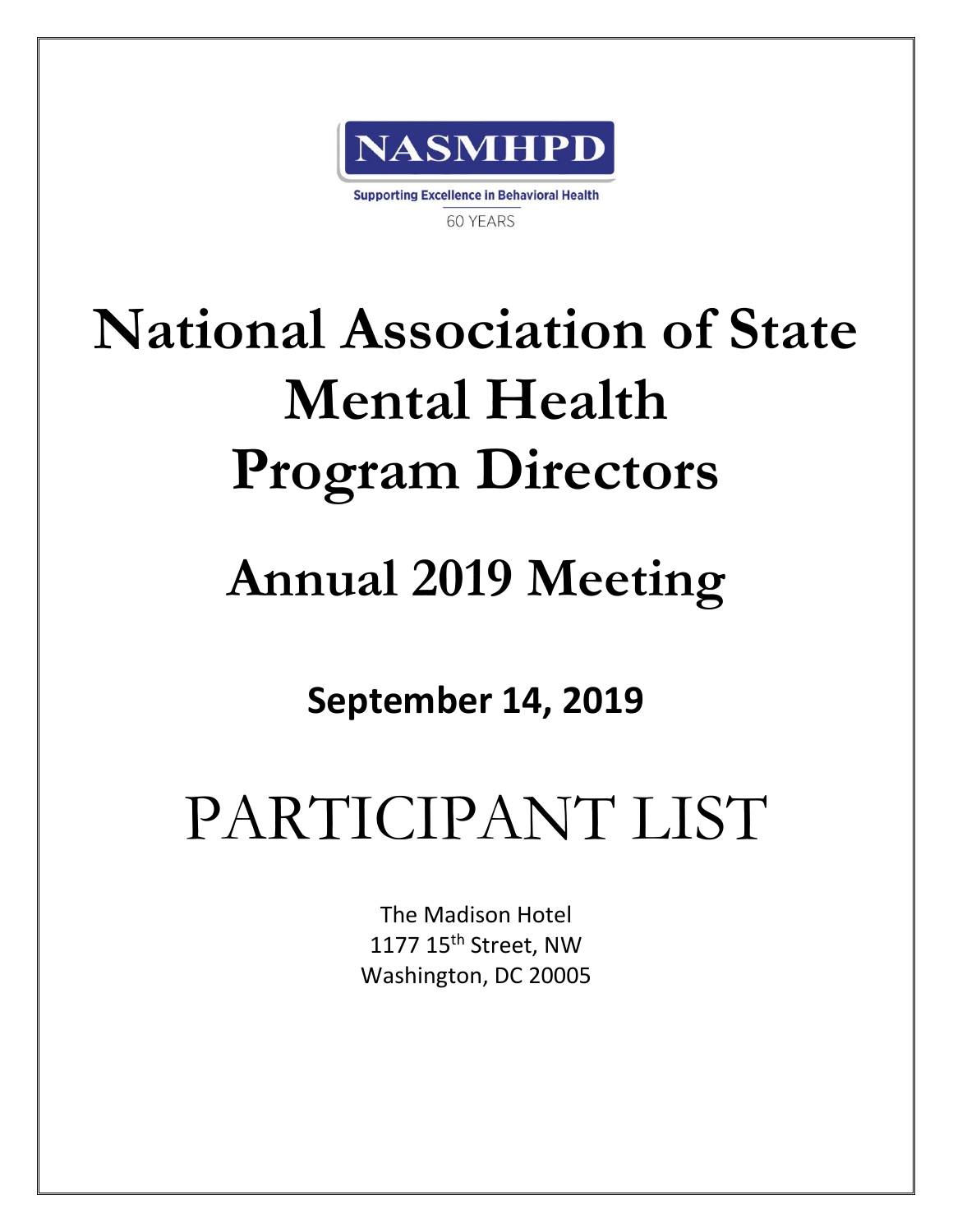NASMHPD

Supporting Excellence in Behavioral Health

60 YEARS

# National Association of State Mental Health Program Directors

## Annual 2019 Meeting

**September 14, 2019**

# PARTICIPANT LIST

The Madison Hotel
1177 15th Street, NW
Washington, DC 20005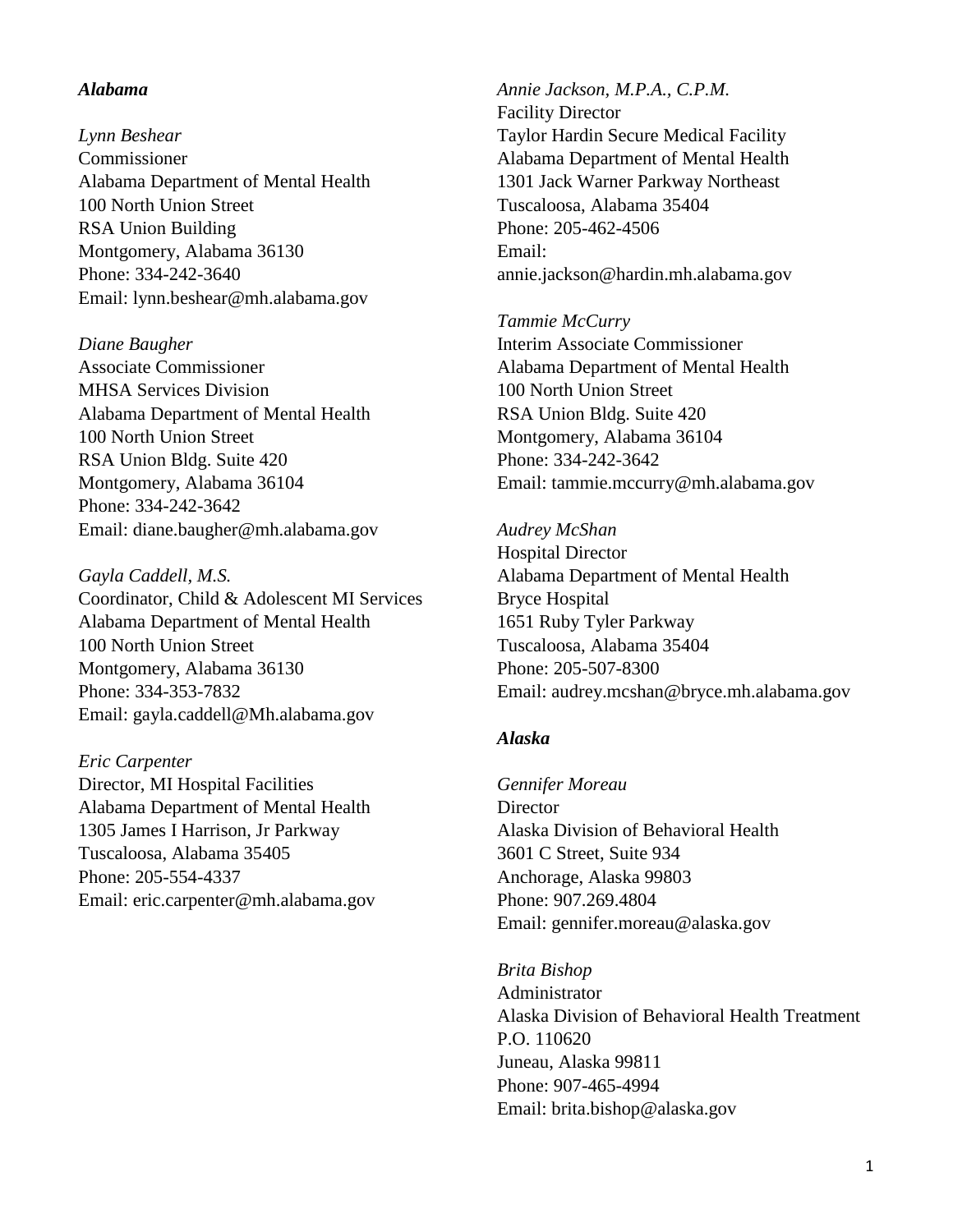### *Alabama*

*Lynn Beshear*
Commissioner
Alabama Department of Mental Health
100 North Union Street
RSA Union Building
Montgomery, Alabama 36130
Phone: 334-242-3640
Email: lynn.beshear@mh.alabama.gov

*Diane Baugher*
Associate Commissioner
MHSA Services Division
Alabama Department of Mental Health
100 North Union Street
RSA Union Bldg. Suite 420
Montgomery, Alabama 36104
Phone: 334-242-3642
Email: diane.baugher@mh.alabama.gov

*Gayla Caddell, M.S.*
Coordinator, Child & Adolescent MI Services
Alabama Department of Mental Health
100 North Union Street
Montgomery, Alabama 36130
Phone: 334-353-7832
Email: gayla.caddell@Mh.alabama.gov

*Eric Carpenter*
Director, MI Hospital Facilities
Alabama Department of Mental Health
1305 James I Harrison, Jr Parkway
Tuscaloosa, Alabama 35405
Phone: 205-554-4337
Email: eric.carpenter@mh.alabama.gov

*Annie Jackson, M.P.A., C.P.M.*
Facility Director
Taylor Hardin Secure Medical Facility
Alabama Department of Mental Health
1301 Jack Warner Parkway Northeast
Tuscaloosa, Alabama 35404
Phone: 205-462-4506
Email:
annie.jackson@hardin.mh.alabama.gov

*Tammie McCurry*
Interim Associate Commissioner
Alabama Department of Mental Health
100 North Union Street
RSA Union Bldg. Suite 420
Montgomery, Alabama 36104
Phone: 334-242-3642
Email: tammie.mccurry@mh.alabama.gov

*Audrey McShan*
Hospital Director
Alabama Department of Mental Health
Bryce Hospital
1651 Ruby Tyler Parkway
Tuscaloosa, Alabama 35404
Phone: 205-507-8300
Email: audrey.mcshan@bryce.mh.alabama.gov

### *Alaska*

*Gennifer Moreau*
Director
Alaska Division of Behavioral Health
3601 C Street, Suite 934
Anchorage, Alaska 99803
Phone: 907.269.4804
Email: gennifer.moreau@alaska.gov

*Brita Bishop*
Administrator
Alaska Division of Behavioral Health Treatment
P.O. 110620
Juneau, Alaska 99811
Phone: 907-465-4994
Email: brita.bishop@alaska.gov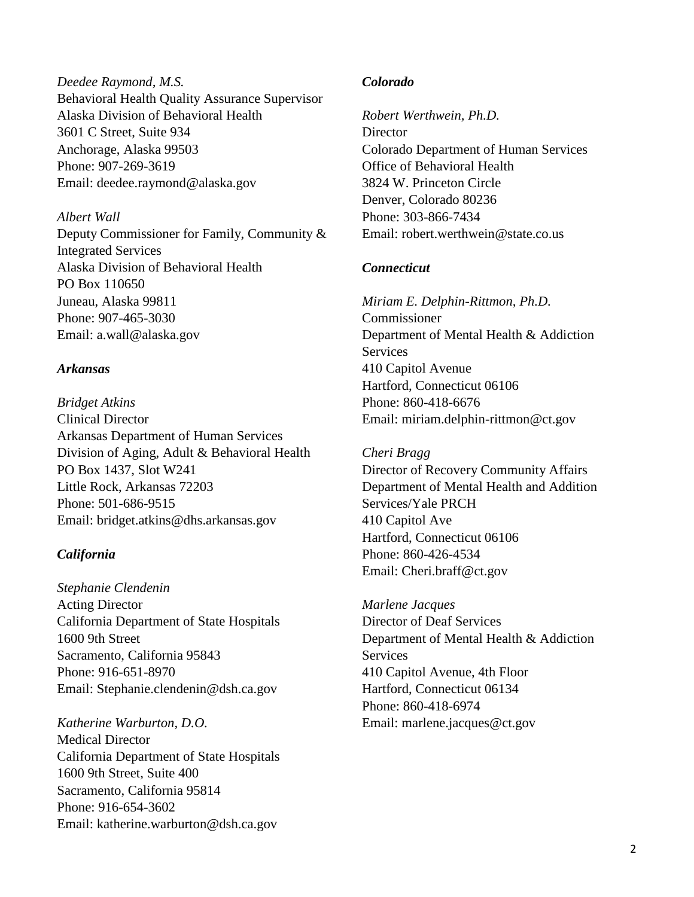*Deedee Raymond, M.S.*
Behavioral Health Quality Assurance Supervisor
Alaska Division of Behavioral Health
3601 C Street, Suite 934
Anchorage, Alaska 99503
Phone: 907-269-3619
Email: deedee.raymond@alaska.gov

*Albert Wall*
Deputy Commissioner for Family, Community & Integrated Services
Alaska Division of Behavioral Health
PO Box 110650
Juneau, Alaska 99811
Phone: 907-465-3030
Email: a.wall@alaska.gov

### *Arkansas*

*Bridget Atkins*
Clinical Director
Arkansas Department of Human Services
Division of Aging, Adult & Behavioral Health
PO Box 1437, Slot W241
Little Rock, Arkansas 72203
Phone: 501-686-9515
Email: bridget.atkins@dhs.arkansas.gov

### *California*

*Stephanie Clendenin*
Acting Director
California Department of State Hospitals
1600 9th Street
Sacramento, California 95843
Phone: 916-651-8970
Email: Stephanie.clendenin@dsh.ca.gov

*Katherine Warburton, D.O.*
Medical Director
California Department of State Hospitals
1600 9th Street, Suite 400
Sacramento, California 95814
Phone: 916-654-3602
Email: katherine.warburton@dsh.ca.gov

### *Colorado*

*Robert Werthwein, Ph.D.*
Director
Colorado Department of Human Services
Office of Behavioral Health
3824 W. Princeton Circle
Denver, Colorado 80236
Phone: 303-866-7434
Email: robert.werthwein@state.co.us

### *Connecticut*

*Miriam E. Delphin-Rittmon, Ph.D.*
Commissioner
Department of Mental Health & Addiction Services
410 Capitol Avenue
Hartford, Connecticut 06106
Phone: 860-418-6676
Email: miriam.delphin-rittmon@ct.gov

*Cheri Bragg*
Director of Recovery Community Affairs
Department of Mental Health and Addition Services/Yale PRCH
410 Capitol Ave
Hartford, Connecticut 06106
Phone: 860-426-4534
Email: Cheri.braff@ct.gov

*Marlene Jacques*
Director of Deaf Services
Department of Mental Health & Addiction Services
410 Capitol Avenue, 4th Floor
Hartford, Connecticut 06134
Phone: 860-418-6974
Email: marlene.jacques@ct.gov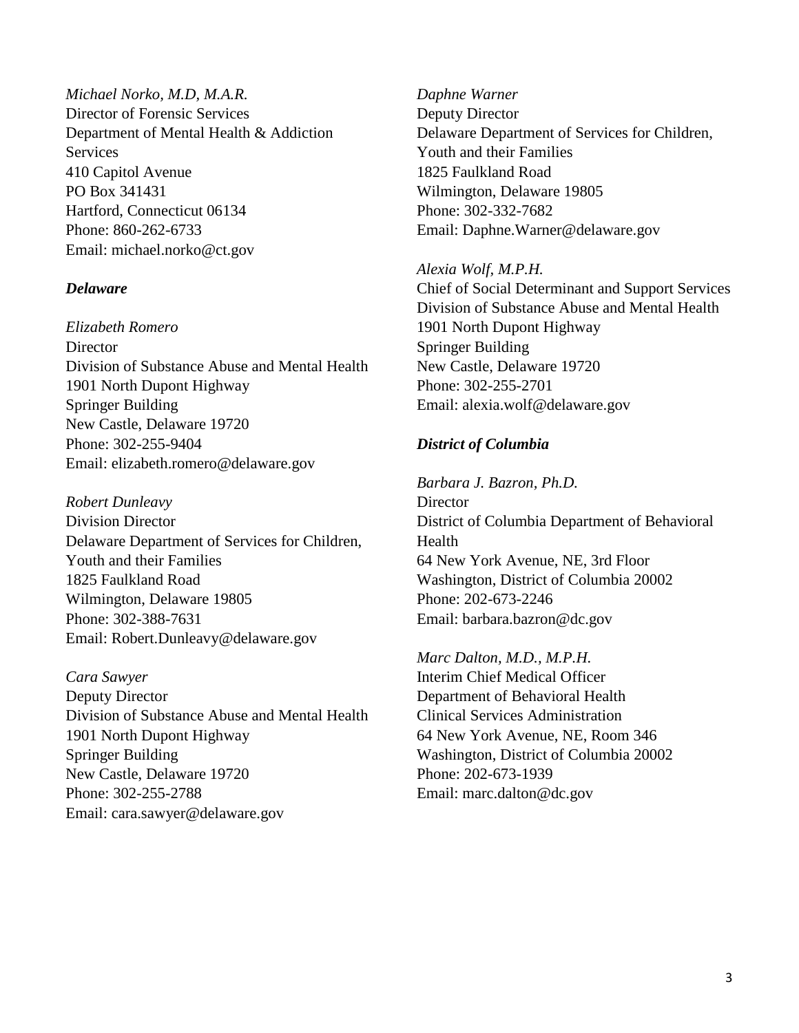*Michael Norko, M.D, M.A.R.*
Director of Forensic Services
Department of Mental Health & Addiction Services
410 Capitol Avenue
PO Box 341431
Hartford, Connecticut 06134
Phone: 860-262-6733
Email: michael.norko@ct.gov

***Delaware***

*Elizabeth Romero*
Director
Division of Substance Abuse and Mental Health
1901 North Dupont Highway
Springer Building
New Castle, Delaware 19720
Phone: 302-255-9404
Email: elizabeth.romero@delaware.gov

*Robert Dunleavy*
Division Director
Delaware Department of Services for Children, Youth and their Families
1825 Faulkland Road
Wilmington, Delaware 19805
Phone: 302-388-7631
Email: Robert.Dunleavy@delaware.gov

*Cara Sawyer*
Deputy Director
Division of Substance Abuse and Mental Health
1901 North Dupont Highway
Springer Building
New Castle, Delaware 19720
Phone: 302-255-2788
Email: cara.sawyer@delaware.gov

*Daphne Warner*
Deputy Director
Delaware Department of Services for Children, Youth and their Families
1825 Faulkland Road
Wilmington, Delaware 19805
Phone: 302-332-7682
Email: Daphne.Warner@delaware.gov

*Alexia Wolf, M.P.H.*
Chief of Social Determinant and Support Services
Division of Substance Abuse and Mental Health
1901 North Dupont Highway
Springer Building
New Castle, Delaware 19720
Phone: 302-255-2701
Email: alexia.wolf@delaware.gov

***District of Columbia***

*Barbara J. Bazron, Ph.D.*
Director
District of Columbia Department of Behavioral Health
64 New York Avenue, NE, 3rd Floor
Washington, District of Columbia 20002
Phone: 202-673-2246
Email: barbara.bazron@dc.gov

*Marc Dalton, M.D., M.P.H.*
Interim Chief Medical Officer
Department of Behavioral Health
Clinical Services Administration
64 New York Avenue, NE, Room 346
Washington, District of Columbia 20002
Phone: 202-673-1939
Email: marc.dalton@dc.gov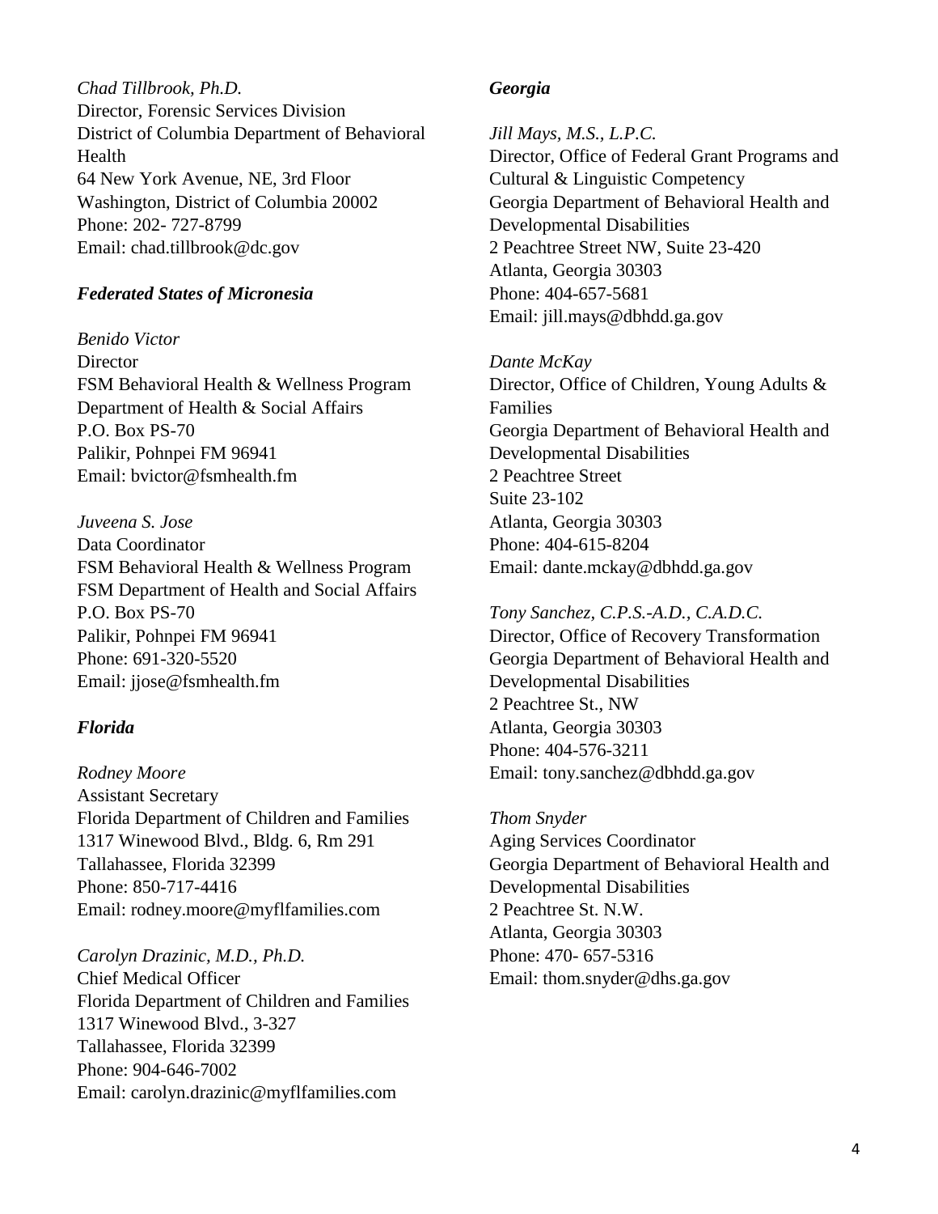*Chad Tillbrook, Ph.D.*
Director, Forensic Services Division
District of Columbia Department of Behavioral Health
64 New York Avenue, NE, 3rd Floor
Washington, District of Columbia 20002
Phone: 202- 727-8799
Email: chad.tillbrook@dc.gov

### *Federated States of Micronesia*

*Benido Victor*
Director
FSM Behavioral Health & Wellness Program
Department of Health & Social Affairs
P.O. Box PS-70
Palikir, Pohnpei FM 96941
Email: bvictor@fsmhealth.fm

*Juveena S. Jose*
Data Coordinator
FSM Behavioral Health & Wellness Program
FSM Department of Health and Social Affairs
P.O. Box PS-70
Palikir, Pohnpei FM 96941
Phone: 691-320-5520
Email: jjose@fsmhealth.fm

### *Florida*

*Rodney Moore*
Assistant Secretary
Florida Department of Children and Families
1317 Winewood Blvd., Bldg. 6, Rm 291
Tallahassee, Florida 32399
Phone: 850-717-4416
Email: rodney.moore@myflfamilies.com

*Carolyn Drazinic, M.D., Ph.D.*
Chief Medical Officer
Florida Department of Children and Families
1317 Winewood Blvd., 3-327
Tallahassee, Florida 32399
Phone: 904-646-7002
Email: carolyn.drazinic@myflfamilies.com

### *Georgia*

*Jill Mays, M.S., L.P.C.*
Director, Office of Federal Grant Programs and Cultural & Linguistic Competency
Georgia Department of Behavioral Health and Developmental Disabilities
2 Peachtree Street NW, Suite 23-420
Atlanta, Georgia 30303
Phone: 404-657-5681
Email: jill.mays@dbhdd.ga.gov

*Dante McKay*
Director, Office of Children, Young Adults & Families
Georgia Department of Behavioral Health and Developmental Disabilities
2 Peachtree Street
Suite 23-102
Atlanta, Georgia 30303
Phone: 404-615-8204
Email: dante.mckay@dbhdd.ga.gov

*Tony Sanchez, C.P.S.-A.D., C.A.D.C.*
Director, Office of Recovery Transformation
Georgia Department of Behavioral Health and Developmental Disabilities
2 Peachtree St., NW
Atlanta, Georgia 30303
Phone: 404-576-3211
Email: tony.sanchez@dbhdd.ga.gov

*Thom Snyder*
Aging Services Coordinator
Georgia Department of Behavioral Health and Developmental Disabilities
2 Peachtree St. N.W.
Atlanta, Georgia 30303
Phone: 470- 657-5316
Email: thom.snyder@dhs.ga.gov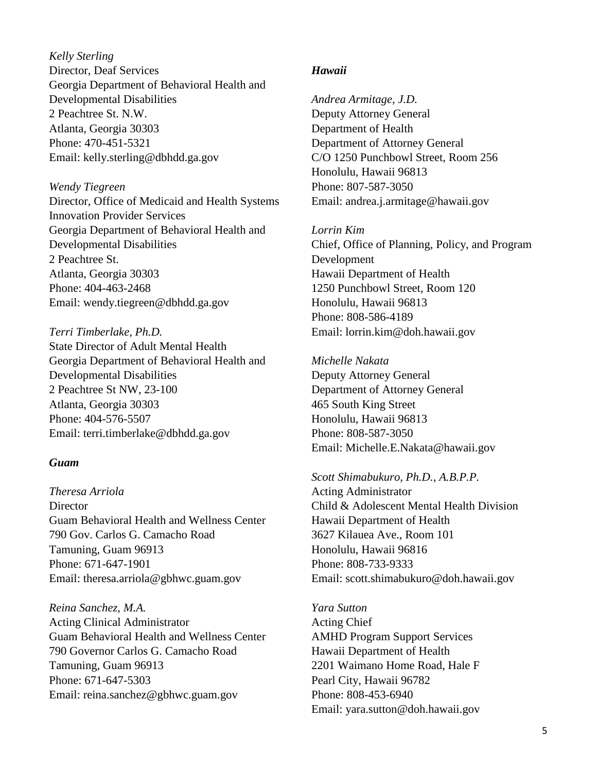*Kelly Sterling*
Director, Deaf Services
Georgia Department of Behavioral Health and Developmental Disabilities
2 Peachtree St. N.W.
Atlanta, Georgia 30303
Phone: 470-451-5321
Email: kelly.sterling@dbhdd.ga.gov

*Wendy Tiegreen*
Director, Office of Medicaid and Health Systems Innovation Provider Services
Georgia Department of Behavioral Health and Developmental Disabilities
2 Peachtree St.
Atlanta, Georgia 30303
Phone: 404-463-2468
Email: wendy.tiegreen@dbhdd.ga.gov

*Terri Timberlake, Ph.D.*
State Director of Adult Mental Health
Georgia Department of Behavioral Health and Developmental Disabilities
2 Peachtree St NW, 23-100
Atlanta, Georgia 30303
Phone: 404-576-5507
Email: terri.timberlake@dbhdd.ga.gov

### *Guam*

*Theresa Arriola*
Director
Guam Behavioral Health and Wellness Center
790 Gov. Carlos G. Camacho Road
Tamuning, Guam 96913
Phone: 671-647-1901
Email: theresa.arriola@gbhwc.guam.gov

*Reina Sanchez, M.A.*
Acting Clinical Administrator
Guam Behavioral Health and Wellness Center
790 Governor Carlos G. Camacho Road
Tamuning, Guam 96913
Phone: 671-647-5303
Email: reina.sanchez@gbhwc.guam.gov

### *Hawaii*

*Andrea Armitage, J.D.*
Deputy Attorney General
Department of Health
Department of Attorney General
C/O 1250 Punchbowl Street, Room 256
Honolulu, Hawaii 96813
Phone: 807-587-3050
Email: andrea.j.armitage@hawaii.gov

*Lorrin Kim*
Chief, Office of Planning, Policy, and Program Development
Hawaii Department of Health
1250 Punchbowl Street, Room 120
Honolulu, Hawaii 96813
Phone: 808-586-4189
Email: lorrin.kim@doh.hawaii.gov

*Michelle Nakata*
Deputy Attorney General
Department of Attorney General
465 South King Street
Honolulu, Hawaii 96813
Phone: 808-587-3050
Email: Michelle.E.Nakata@hawaii.gov

*Scott Shimabukuro, Ph.D., A.B.P.P.*
Acting Administrator
Child & Adolescent Mental Health Division
Hawaii Department of Health
3627 Kilauea Ave., Room 101
Honolulu, Hawaii 96816
Phone: 808-733-9333
Email: scott.shimabukuro@doh.hawaii.gov

*Yara Sutton*
Acting Chief
AMHD Program Support Services
Hawaii Department of Health
2201 Waimano Home Road, Hale F
Pearl City, Hawaii 96782
Phone: 808-453-6940
Email: yara.sutton@doh.hawaii.gov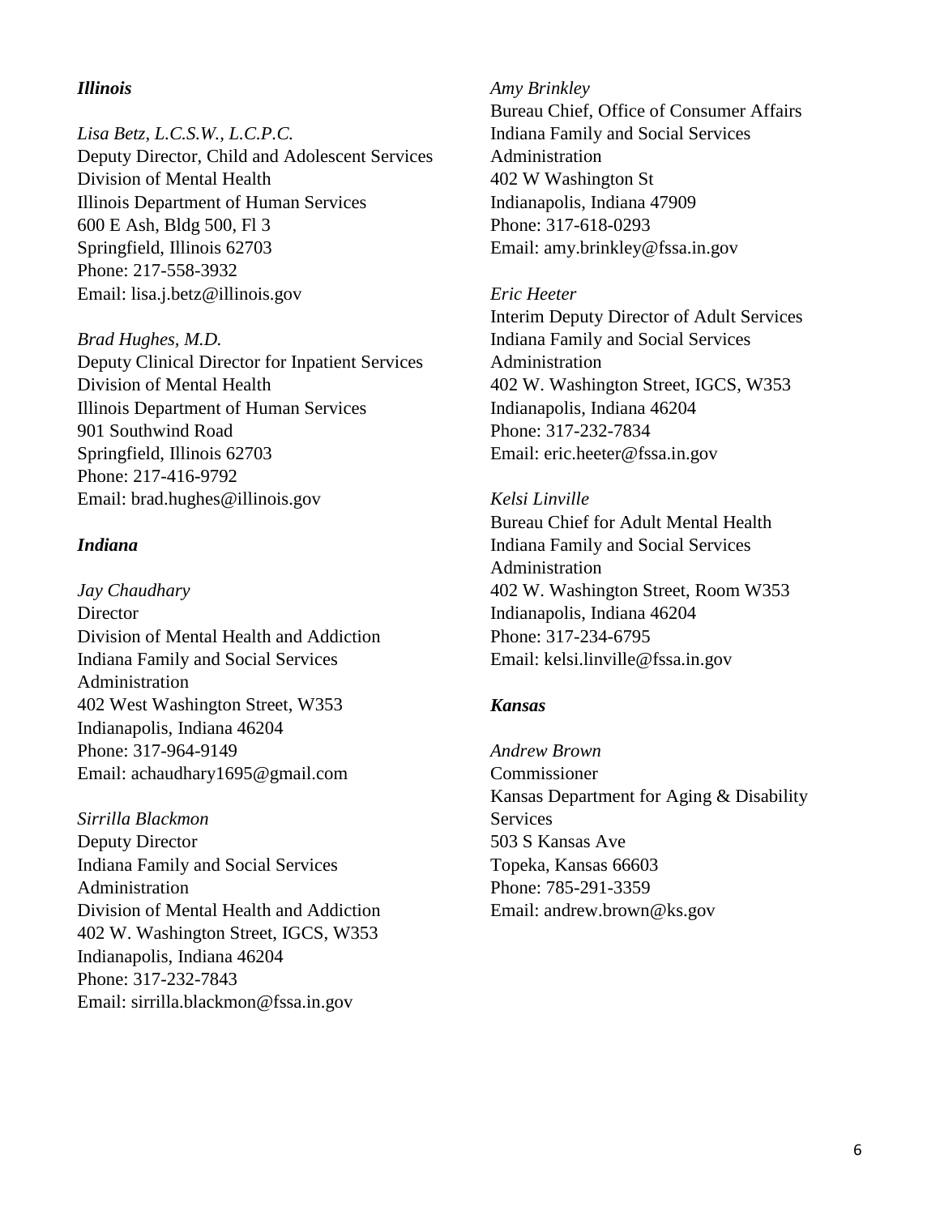### *Illinois*

*Lisa Betz, L.C.S.W., L.C.P.C.*
Deputy Director, Child and Adolescent Services
Division of Mental Health
Illinois Department of Human Services
600 E Ash, Bldg 500, Fl 3
Springfield, Illinois 62703
Phone: 217-558-3932
Email: lisa.j.betz@illinois.gov

*Brad Hughes, M.D.*
Deputy Clinical Director for Inpatient Services
Division of Mental Health
Illinois Department of Human Services
901 Southwind Road
Springfield, Illinois 62703
Phone: 217-416-9792
Email: brad.hughes@illinois.gov

### *Indiana*

*Jay Chaudhary*
Director
Division of Mental Health and Addiction
Indiana Family and Social Services Administration
402 West Washington Street, W353
Indianapolis, Indiana 46204
Phone: 317-964-9149
Email: achaudhary1695@gmail.com

*Sirrilla Blackmon*
Deputy Director
Indiana Family and Social Services Administration
Division of Mental Health and Addiction
402 W. Washington Street, IGCS, W353
Indianapolis, Indiana 46204
Phone: 317-232-7843
Email: sirrilla.blackmon@fssa.in.gov

*Amy Brinkley*
Bureau Chief, Office of Consumer Affairs
Indiana Family and Social Services Administration
402 W Washington St
Indianapolis, Indiana 47909
Phone: 317-618-0293
Email: amy.brinkley@fssa.in.gov

*Eric Heeter*
Interim Deputy Director of Adult Services
Indiana Family and Social Services Administration
402 W. Washington Street, IGCS, W353
Indianapolis, Indiana 46204
Phone: 317-232-7834
Email: eric.heeter@fssa.in.gov

*Kelsi Linville*
Bureau Chief for Adult Mental Health
Indiana Family and Social Services Administration
402 W. Washington Street, Room W353
Indianapolis, Indiana 46204
Phone: 317-234-6795
Email: kelsi.linville@fssa.in.gov

### *Kansas*

*Andrew Brown*
Commissioner
Kansas Department for Aging & Disability Services
503 S Kansas Ave
Topeka, Kansas 66603
Phone: 785-291-3359
Email: andrew.brown@ks.gov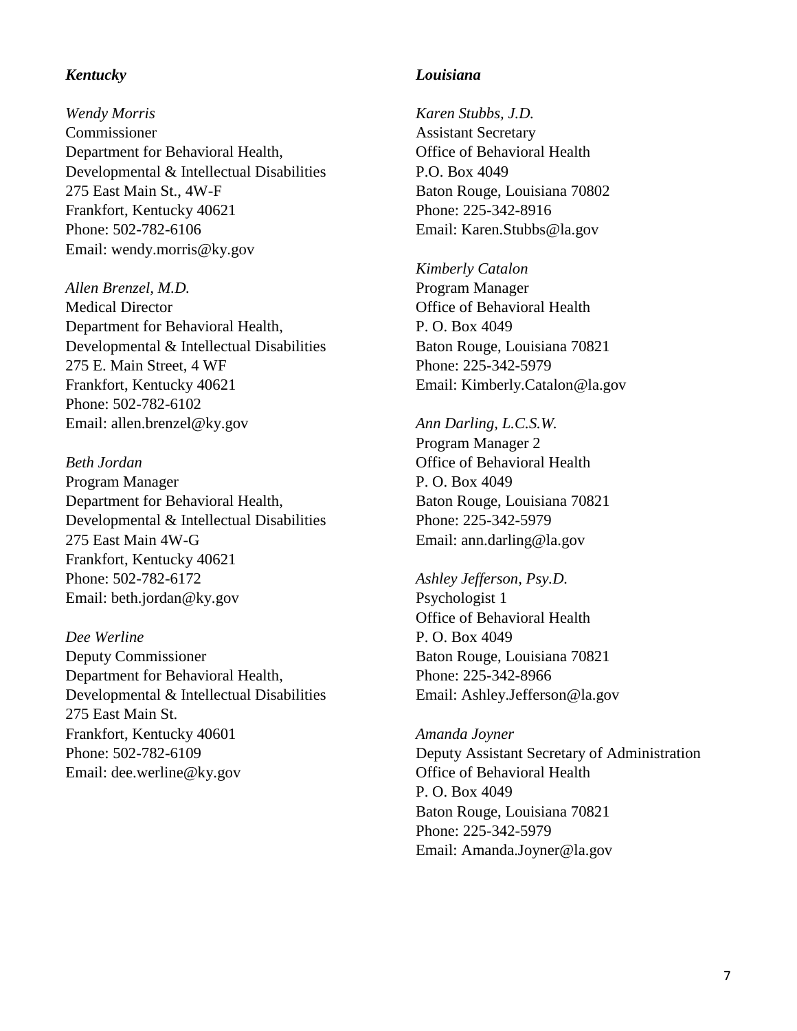***Kentucky***

*Wendy Morris*
Commissioner
Department for Behavioral Health,
Developmental & Intellectual Disabilities
275 East Main St., 4W-F
Frankfort, Kentucky 40621
Phone: 502-782-6106
Email: wendy.morris@ky.gov

*Allen Brenzel, M.D.*
Medical Director
Department for Behavioral Health,
Developmental & Intellectual Disabilities
275 E. Main Street, 4 WF
Frankfort, Kentucky 40621
Phone: 502-782-6102
Email: allen.brenzel@ky.gov

*Beth Jordan*
Program Manager
Department for Behavioral Health,
Developmental & Intellectual Disabilities
275 East Main 4W-G
Frankfort, Kentucky 40621
Phone: 502-782-6172
Email: beth.jordan@ky.gov

*Dee Werline*
Deputy Commissioner
Department for Behavioral Health,
Developmental & Intellectual Disabilities
275 East Main St.
Frankfort, Kentucky 40601
Phone: 502-782-6109
Email: dee.werline@ky.gov

***Louisiana***

*Karen Stubbs, J.D.*
Assistant Secretary
Office of Behavioral Health
P.O. Box 4049
Baton Rouge, Louisiana 70802
Phone: 225-342-8916
Email: Karen.Stubbs@la.gov

*Kimberly Catalon*
Program Manager
Office of Behavioral Health
P. O. Box 4049
Baton Rouge, Louisiana 70821
Phone: 225-342-5979
Email: Kimberly.Catalon@la.gov

*Ann Darling, L.C.S.W.*
Program Manager 2
Office of Behavioral Health
P. O. Box 4049
Baton Rouge, Louisiana 70821
Phone: 225-342-5979
Email: ann.darling@la.gov

*Ashley Jefferson, Psy.D.*
Psychologist 1
Office of Behavioral Health
P. O. Box 4049
Baton Rouge, Louisiana 70821
Phone: 225-342-8966
Email: Ashley.Jefferson@la.gov

*Amanda Joyner*
Deputy Assistant Secretary of Administration
Office of Behavioral Health
P. O. Box 4049
Baton Rouge, Louisiana 70821
Phone: 225-342-5979
Email: Amanda.Joyner@la.gov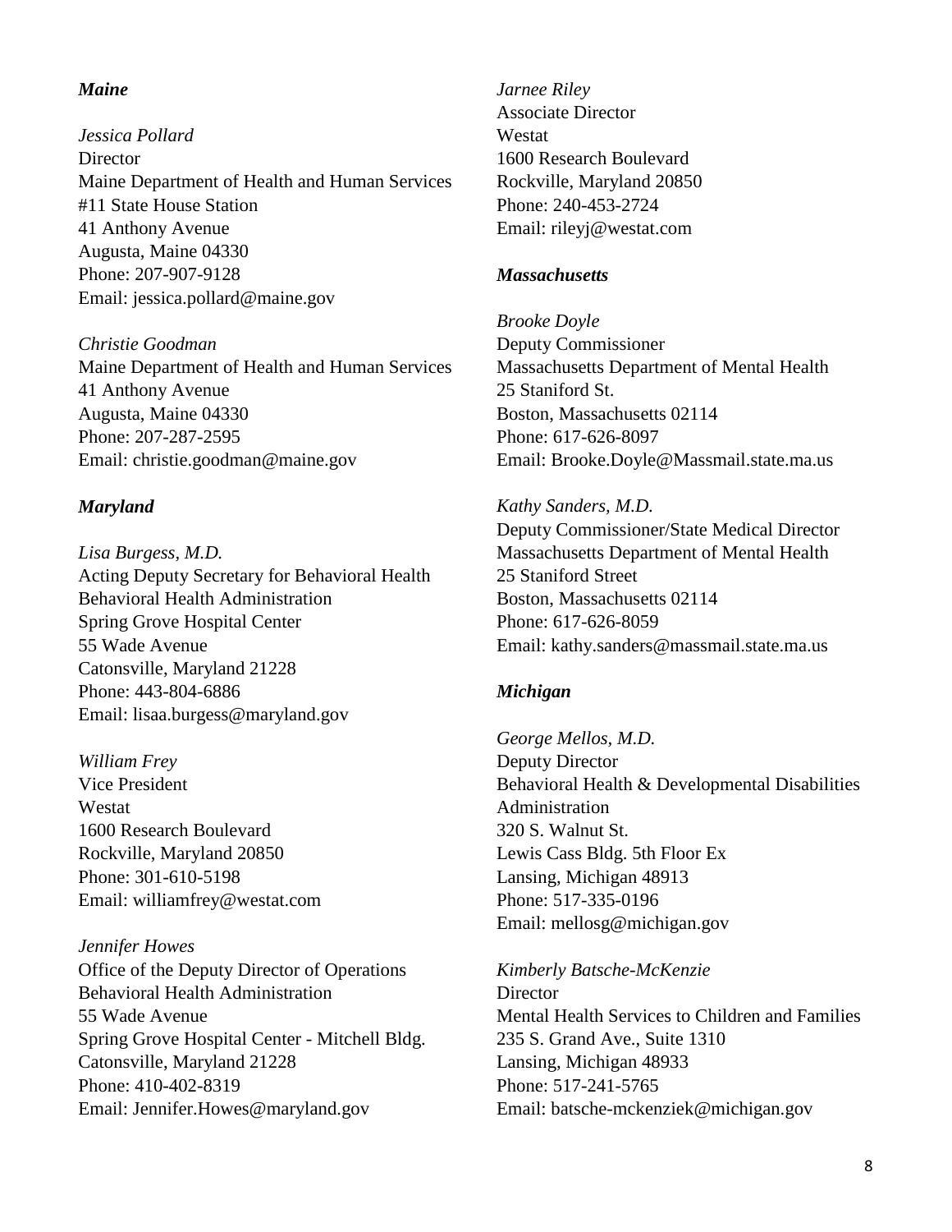***Maine***

*Jessica Pollard*
Director
Maine Department of Health and Human Services
#11 State House Station
41 Anthony Avenue
Augusta, Maine 04330
Phone: 207-907-9128
Email: jessica.pollard@maine.gov

*Christie Goodman*
Maine Department of Health and Human Services
41 Anthony Avenue
Augusta, Maine 04330
Phone: 207-287-2595
Email: christie.goodman@maine.gov

***Maryland***

*Lisa Burgess, M.D.*
Acting Deputy Secretary for Behavioral Health
Behavioral Health Administration
Spring Grove Hospital Center
55 Wade Avenue
Catonsville, Maryland 21228
Phone: 443-804-6886
Email: lisaa.burgess@maryland.gov

*William Frey*
Vice President
Westat
1600 Research Boulevard
Rockville, Maryland 20850
Phone: 301-610-5198
Email: williamfrey@westat.com

*Jennifer Howes*
Office of the Deputy Director of Operations
Behavioral Health Administration
55 Wade Avenue
Spring Grove Hospital Center - Mitchell Bldg.
Catonsville, Maryland 21228
Phone: 410-402-8319
Email: Jennifer.Howes@maryland.gov

*Jarnee Riley*
Associate Director
Westat
1600 Research Boulevard
Rockville, Maryland 20850
Phone: 240-453-2724
Email: rileyj@westat.com

***Massachusetts***

*Brooke Doyle*
Deputy Commissioner
Massachusetts Department of Mental Health
25 Staniford St.
Boston, Massachusetts 02114
Phone: 617-626-8097
Email: Brooke.Doyle@Massmail.state.ma.us

*Kathy Sanders, M.D.*
Deputy Commissioner/State Medical Director
Massachusetts Department of Mental Health
25 Staniford Street
Boston, Massachusetts 02114
Phone: 617-626-8059
Email: kathy.sanders@massmail.state.ma.us

***Michigan***

*George Mellos, M.D.*
Deputy Director
Behavioral Health & Developmental Disabilities Administration
320 S. Walnut St.
Lewis Cass Bldg. 5th Floor Ex
Lansing, Michigan 48913
Phone: 517-335-0196
Email: mellosg@michigan.gov

*Kimberly Batsche-McKenzie*
Director
Mental Health Services to Children and Families
235 S. Grand Ave., Suite 1310
Lansing, Michigan 48933
Phone: 517-241-5765
Email: batsche-mckenziek@michigan.gov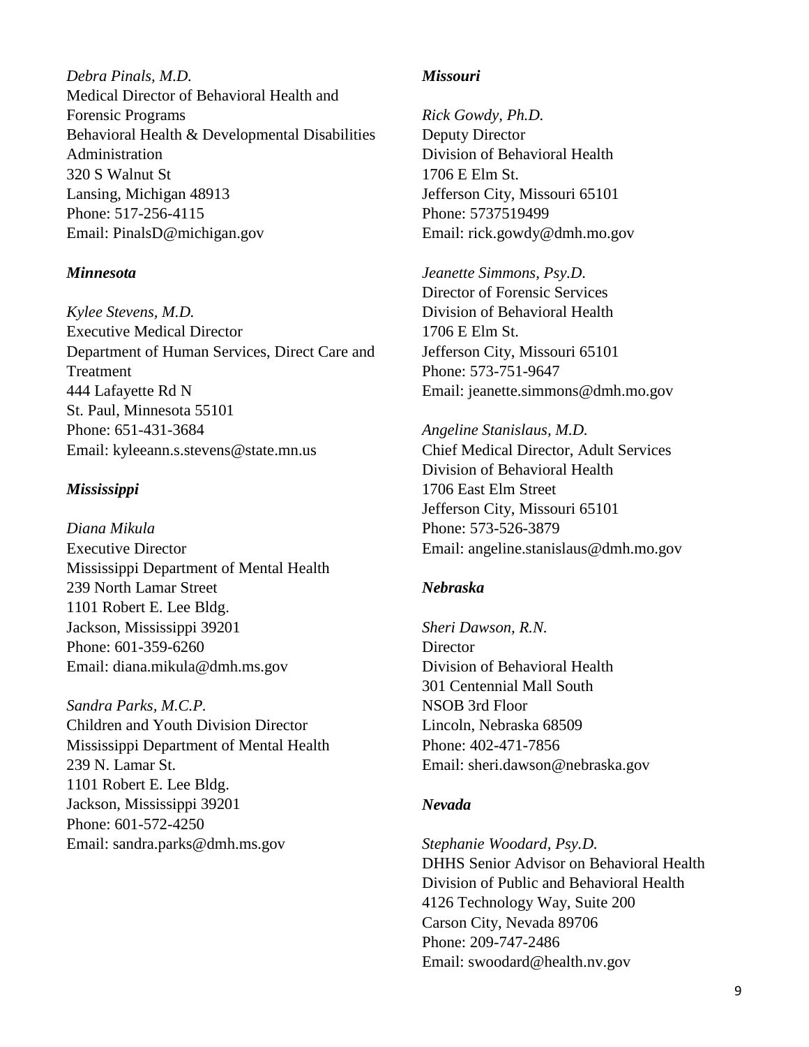*Debra Pinals, M.D.*
Medical Director of Behavioral Health and Forensic Programs
Behavioral Health & Developmental Disabilities Administration
320 S Walnut St
Lansing, Michigan 48913
Phone: 517-256-4115
Email: PinalsD@michigan.gov

***Minnesota***

*Kylee Stevens, M.D.*
Executive Medical Director
Department of Human Services, Direct Care and Treatment
444 Lafayette Rd N
St. Paul, Minnesota 55101
Phone: 651-431-3684
Email: kyleeann.s.stevens@state.mn.us

***Mississippi***

*Diana Mikula*
Executive Director
Mississippi Department of Mental Health
239 North Lamar Street
1101 Robert E. Lee Bldg.
Jackson, Mississippi 39201
Phone: 601-359-6260
Email: diana.mikula@dmh.ms.gov

*Sandra Parks, M.C.P.*
Children and Youth Division Director
Mississippi Department of Mental Health
239 N. Lamar St.
1101 Robert E. Lee Bldg.
Jackson, Mississippi 39201
Phone: 601-572-4250
Email: sandra.parks@dmh.ms.gov

***Missouri***

*Rick Gowdy, Ph.D.*
Deputy Director
Division of Behavioral Health
1706 E Elm St.
Jefferson City, Missouri 65101
Phone: 5737519499
Email: rick.gowdy@dmh.mo.gov

*Jeanette Simmons, Psy.D.*
Director of Forensic Services
Division of Behavioral Health
1706 E Elm St.
Jefferson City, Missouri 65101
Phone: 573-751-9647
Email: jeanette.simmons@dmh.mo.gov

*Angeline Stanislaus, M.D.*
Chief Medical Director, Adult Services
Division of Behavioral Health
1706 East Elm Street
Jefferson City, Missouri 65101
Phone: 573-526-3879
Email: angeline.stanislaus@dmh.mo.gov

***Nebraska***

*Sheri Dawson, R.N.*
Director
Division of Behavioral Health
301 Centennial Mall South
NSOB 3rd Floor
Lincoln, Nebraska 68509
Phone: 402-471-7856
Email: sheri.dawson@nebraska.gov

***Nevada***

*Stephanie Woodard, Psy.D.*
DHHS Senior Advisor on Behavioral Health
Division of Public and Behavioral Health
4126 Technology Way, Suite 200
Carson City, Nevada 89706
Phone: 209-747-2486
Email: swoodard@health.nv.gov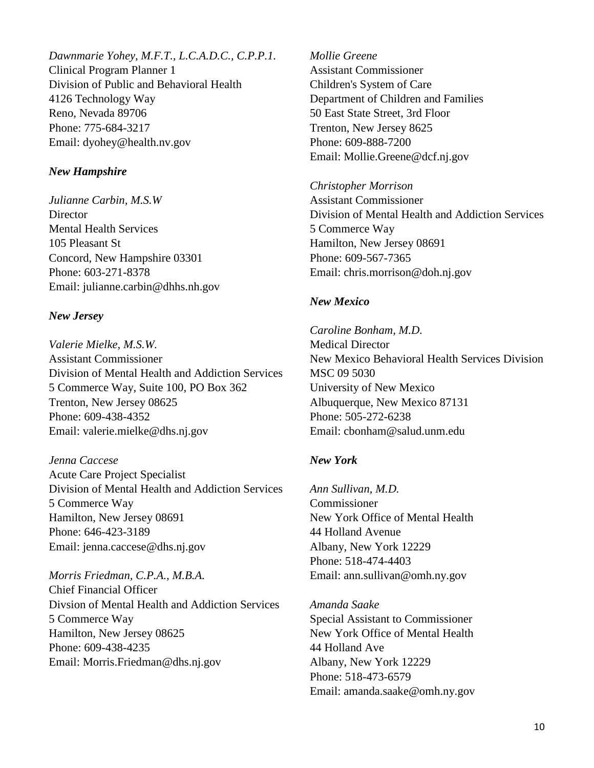*Dawnmarie Yohey, M.F.T., L.C.A.D.C., C.P.P.1.*
Clinical Program Planner 1
Division of Public and Behavioral Health
4126 Technology Way
Reno, Nevada 89706
Phone: 775-684-3217
Email: dyohey@health.nv.gov

***New Hampshire***

*Julianne Carbin, M.S.W*
Director
Mental Health Services
105 Pleasant St
Concord, New Hampshire 03301
Phone: 603-271-8378
Email: julianne.carbin@dhhs.nh.gov

***New Jersey***

*Valerie Mielke, M.S.W.*
Assistant Commissioner
Division of Mental Health and Addiction Services
5 Commerce Way, Suite 100, PO Box 362
Trenton, New Jersey 08625
Phone: 609-438-4352
Email: valerie.mielke@dhs.nj.gov

*Jenna Caccese*
Acute Care Project Specialist
Division of Mental Health and Addiction Services
5 Commerce Way
Hamilton, New Jersey 08691
Phone: 646-423-3189
Email: jenna.caccese@dhs.nj.gov

*Morris Friedman, C.P.A., M.B.A.*
Chief Financial Officer
Divsion of Mental Health and Addiction Services
5 Commerce Way
Hamilton, New Jersey 08625
Phone: 609-438-4235
Email: Morris.Friedman@dhs.nj.gov

*Mollie Greene*
Assistant Commissioner
Children's System of Care
Department of Children and Families
50 East State Street, 3rd Floor
Trenton, New Jersey 8625
Phone: 609-888-7200
Email: Mollie.Greene@dcf.nj.gov

*Christopher Morrison*
Assistant Commissioner
Division of Mental Health and Addiction Services
5 Commerce Way
Hamilton, New Jersey 08691
Phone: 609-567-7365
Email: chris.morrison@doh.nj.gov

***New Mexico***

*Caroline Bonham, M.D.*
Medical Director
New Mexico Behavioral Health Services Division
MSC 09 5030
University of New Mexico
Albuquerque, New Mexico 87131
Phone: 505-272-6238
Email: cbonham@salud.unm.edu

***New York***

*Ann Sullivan, M.D.*
Commissioner
New York Office of Mental Health
44 Holland Avenue
Albany, New York 12229
Phone: 518-474-4403
Email: ann.sullivan@omh.ny.gov

*Amanda Saake*
Special Assistant to Commissioner
New York Office of Mental Health
44 Holland Ave
Albany, New York 12229
Phone: 518-473-6579
Email: amanda.saake@omh.ny.gov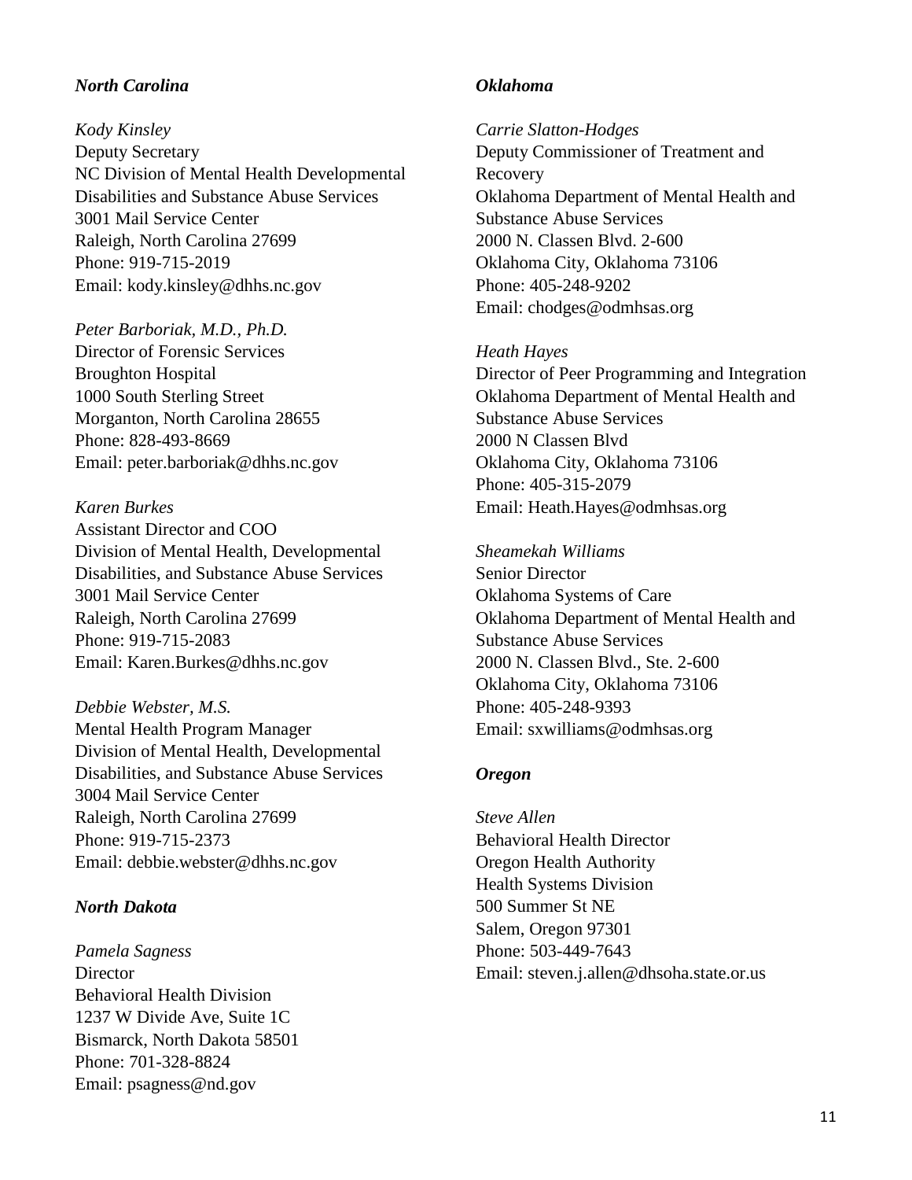***North Carolina***

*Kody Kinsley*
Deputy Secretary
NC Division of Mental Health Developmental Disabilities and Substance Abuse Services
3001 Mail Service Center
Raleigh, North Carolina 27699
Phone: 919-715-2019
Email: kody.kinsley@dhhs.nc.gov

*Peter Barboriak, M.D., Ph.D.*
Director of Forensic Services
Broughton Hospital
1000 South Sterling Street
Morganton, North Carolina 28655
Phone: 828-493-8669
Email: peter.barboriak@dhhs.nc.gov

*Karen Burkes*
Assistant Director and COO
Division of Mental Health, Developmental Disabilities, and Substance Abuse Services
3001 Mail Service Center
Raleigh, North Carolina 27699
Phone: 919-715-2083
Email: Karen.Burkes@dhhs.nc.gov

*Debbie Webster, M.S.*
Mental Health Program Manager
Division of Mental Health, Developmental Disabilities, and Substance Abuse Services
3004 Mail Service Center
Raleigh, North Carolina 27699
Phone: 919-715-2373
Email: debbie.webster@dhhs.nc.gov

***North Dakota***

*Pamela Sagness*
Director
Behavioral Health Division
1237 W Divide Ave, Suite 1C
Bismarck, North Dakota 58501
Phone: 701-328-8824
Email: psagness@nd.gov

***Oklahoma***

*Carrie Slatton-Hodges*
Deputy Commissioner of Treatment and Recovery
Oklahoma Department of Mental Health and Substance Abuse Services
2000 N. Classen Blvd. 2-600
Oklahoma City, Oklahoma 73106
Phone: 405-248-9202
Email: chodges@odmhsas.org

*Heath Hayes*
Director of Peer Programming and Integration
Oklahoma Department of Mental Health and Substance Abuse Services
2000 N Classen Blvd
Oklahoma City, Oklahoma 73106
Phone: 405-315-2079
Email: Heath.Hayes@odmhsas.org

*Sheamekah Williams*
Senior Director
Oklahoma Systems of Care
Oklahoma Department of Mental Health and Substance Abuse Services
2000 N. Classen Blvd., Ste. 2-600
Oklahoma City, Oklahoma 73106
Phone: 405-248-9393
Email: sxwilliams@odmhsas.org

***Oregon***

*Steve Allen*
Behavioral Health Director
Oregon Health Authority
Health Systems Division
500 Summer St NE
Salem, Oregon 97301
Phone: 503-449-7643
Email: steven.j.allen@dhsoha.state.or.us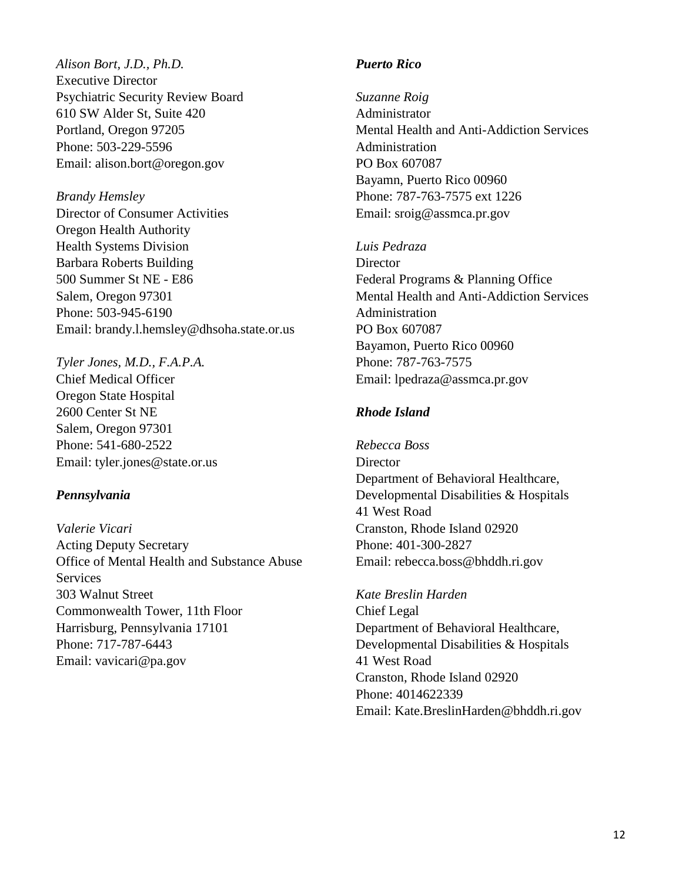*Alison Bort, J.D., Ph.D.*
Executive Director
Psychiatric Security Review Board
610 SW Alder St, Suite 420
Portland, Oregon 97205
Phone: 503-229-5596
Email: alison.bort@oregon.gov

*Brandy Hemsley*
Director of Consumer Activities
Oregon Health Authority
Health Systems Division
Barbara Roberts Building
500 Summer St NE - E86
Salem, Oregon 97301
Phone: 503-945-6190
Email: brandy.l.hemsley@dhsoha.state.or.us

*Tyler Jones, M.D., F.A.P.A.*
Chief Medical Officer
Oregon State Hospital
2600 Center St NE
Salem, Oregon 97301
Phone: 541-680-2522
Email: tyler.jones@state.or.us

***Pennsylvania***

*Valerie Vicari*
Acting Deputy Secretary
Office of Mental Health and Substance Abuse Services
303 Walnut Street
Commonwealth Tower, 11th Floor
Harrisburg, Pennsylvania 17101
Phone: 717-787-6443
Email: vavicari@pa.gov

***Puerto Rico***

*Suzanne Roig*
Administrator
Mental Health and Anti-Addiction Services Administration
PO Box 607087
Bayamn, Puerto Rico 00960
Phone: 787-763-7575 ext 1226
Email: sroig@assmca.pr.gov

*Luis Pedraza*
Director
Federal Programs & Planning Office
Mental Health and Anti-Addiction Services Administration
PO Box 607087
Bayamon, Puerto Rico 00960
Phone: 787-763-7575
Email: lpedraza@assmca.pr.gov

***Rhode Island***

*Rebecca Boss*
Director
Department of Behavioral Healthcare, Developmental Disabilities & Hospitals
41 West Road
Cranston, Rhode Island 02920
Phone: 401-300-2827
Email: rebecca.boss@bhddh.ri.gov

*Kate Breslin Harden*
Chief Legal
Department of Behavioral Healthcare, Developmental Disabilities & Hospitals
41 West Road
Cranston, Rhode Island 02920
Phone: 4014622339
Email: Kate.BreslinHarden@bhddh.ri.gov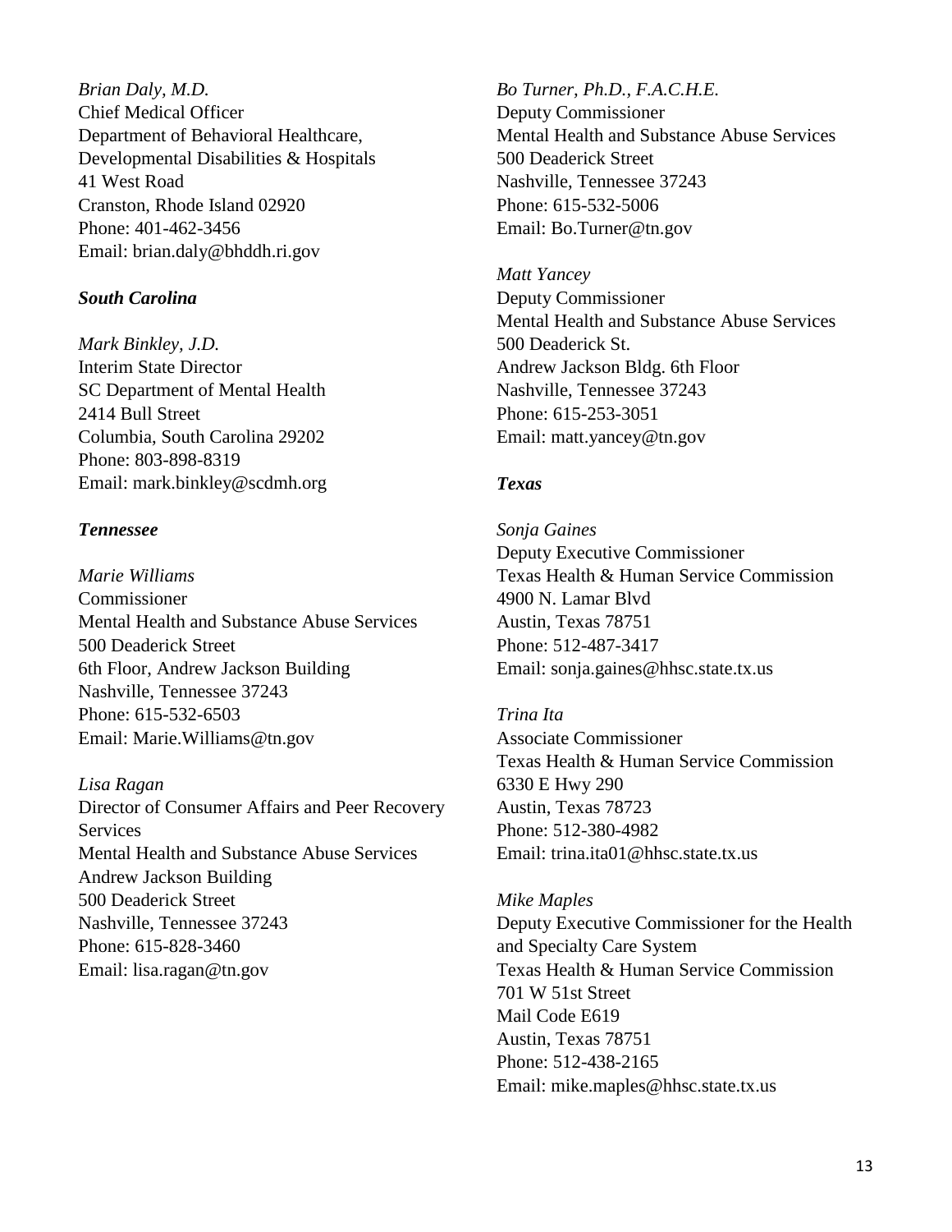*Brian Daly, M.D.*
Chief Medical Officer
Department of Behavioral Healthcare,
Developmental Disabilities & Hospitals
41 West Road
Cranston, Rhode Island 02920
Phone: 401-462-3456
Email: brian.daly@bhddh.ri.gov

### *South Carolina*

*Mark Binkley, J.D.*
Interim State Director
SC Department of Mental Health
2414 Bull Street
Columbia, South Carolina 29202
Phone: 803-898-8319
Email: mark.binkley@scdmh.org

### *Tennessee*

*Marie Williams*
Commissioner
Mental Health and Substance Abuse Services
500 Deaderick Street
6th Floor, Andrew Jackson Building
Nashville, Tennessee 37243
Phone: 615-532-6503
Email: Marie.Williams@tn.gov

*Lisa Ragan*
Director of Consumer Affairs and Peer Recovery Services
Mental Health and Substance Abuse Services
Andrew Jackson Building
500 Deaderick Street
Nashville, Tennessee 37243
Phone: 615-828-3460
Email: lisa.ragan@tn.gov

*Bo Turner, Ph.D., F.A.C.H.E.*
Deputy Commissioner
Mental Health and Substance Abuse Services
500 Deaderick Street
Nashville, Tennessee 37243
Phone: 615-532-5006
Email: Bo.Turner@tn.gov

*Matt Yancey*
Deputy Commissioner
Mental Health and Substance Abuse Services
500 Deaderick St.
Andrew Jackson Bldg. 6th Floor
Nashville, Tennessee 37243
Phone: 615-253-3051
Email: matt.yancey@tn.gov

### *Texas*

*Sonja Gaines*
Deputy Executive Commissioner
Texas Health & Human Service Commission
4900 N. Lamar Blvd
Austin, Texas 78751
Phone: 512-487-3417
Email: sonja.gaines@hhsc.state.tx.us

*Trina Ita*
Associate Commissioner
Texas Health & Human Service Commission
6330 E Hwy 290
Austin, Texas 78723
Phone: 512-380-4982
Email: trina.ita01@hhsc.state.tx.us

*Mike Maples*
Deputy Executive Commissioner for the Health and Specialty Care System
Texas Health & Human Service Commission
701 W 51st Street
Mail Code E619
Austin, Texas 78751
Phone: 512-438-2165
Email: mike.maples@hhsc.state.tx.us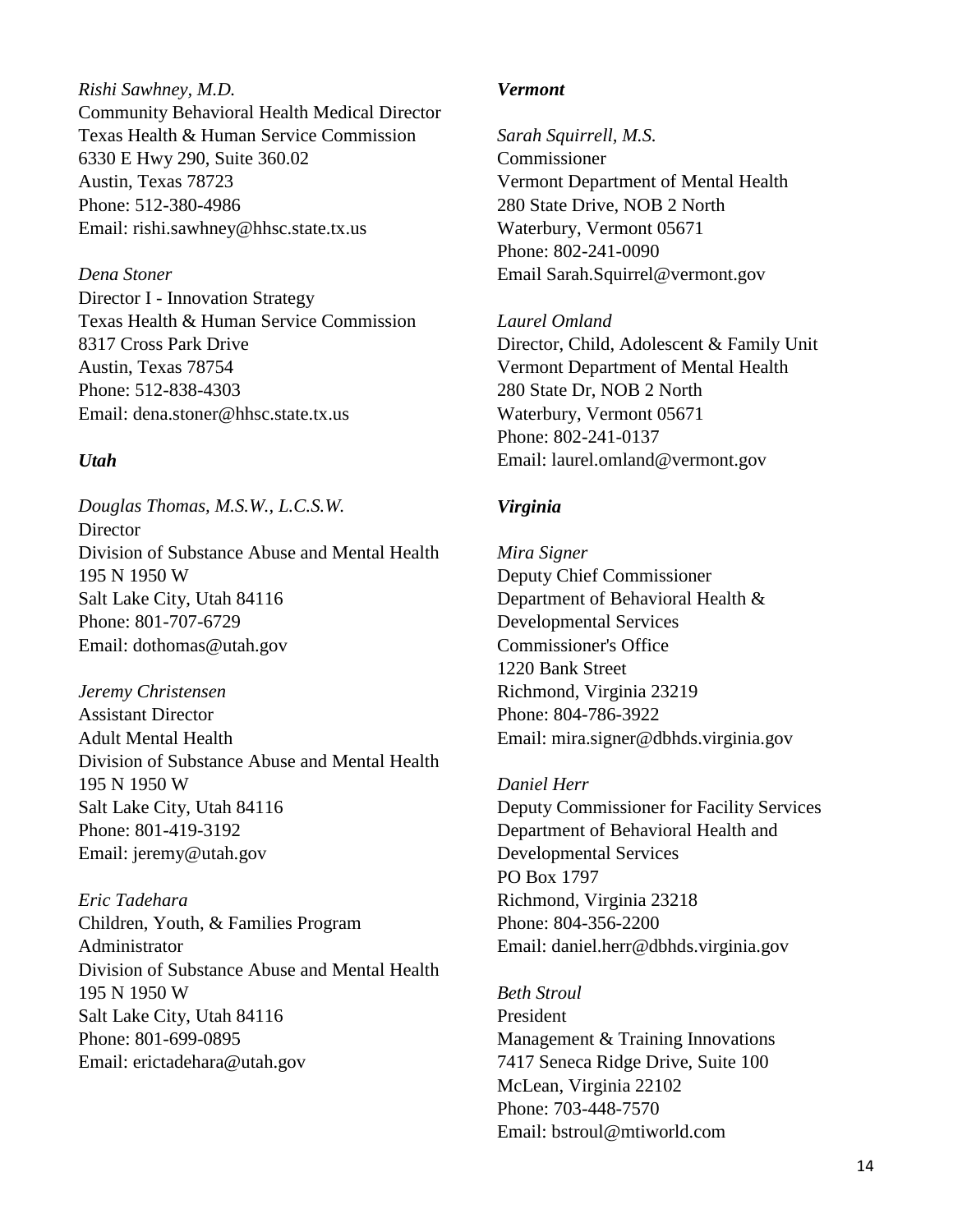*Rishi Sawhney, M.D.*
Community Behavioral Health Medical Director
Texas Health & Human Service Commission
6330 E Hwy 290, Suite 360.02
Austin, Texas 78723
Phone: 512-380-4986
Email: rishi.sawhney@hhsc.state.tx.us

*Dena Stoner*
Director I - Innovation Strategy
Texas Health & Human Service Commission
8317 Cross Park Drive
Austin, Texas 78754
Phone: 512-838-4303
Email: dena.stoner@hhsc.state.tx.us

### *Utah*

*Douglas Thomas, M.S.W., L.C.S.W.*
Director
Division of Substance Abuse and Mental Health
195 N 1950 W
Salt Lake City, Utah 84116
Phone: 801-707-6729
Email: dothomas@utah.gov

*Jeremy Christensen*
Assistant Director
Adult Mental Health
Division of Substance Abuse and Mental Health
195 N 1950 W
Salt Lake City, Utah 84116
Phone: 801-419-3192
Email: jeremy@utah.gov

*Eric Tadehara*
Children, Youth, & Families Program Administrator
Division of Substance Abuse and Mental Health
195 N 1950 W
Salt Lake City, Utah 84116
Phone: 801-699-0895
Email: erictadehara@utah.gov

### *Vermont*

*Sarah Squirrell, M.S.*
Commissioner
Vermont Department of Mental Health
280 State Drive, NOB 2 North
Waterbury, Vermont 05671
Phone: 802-241-0090
Email Sarah.Squirrel@vermont.gov

*Laurel Omland*
Director, Child, Adolescent & Family Unit
Vermont Department of Mental Health
280 State Dr, NOB 2 North
Waterbury, Vermont 05671
Phone: 802-241-0137
Email: laurel.omland@vermont.gov

### *Virginia*

*Mira Signer*
Deputy Chief Commissioner
Department of Behavioral Health & Developmental Services
Commissioner's Office
1220 Bank Street
Richmond, Virginia 23219
Phone: 804-786-3922
Email: mira.signer@dbhds.virginia.gov

*Daniel Herr*
Deputy Commissioner for Facility Services
Department of Behavioral Health and Developmental Services
PO Box 1797
Richmond, Virginia 23218
Phone: 804-356-2200
Email: daniel.herr@dbhds.virginia.gov

*Beth Stroul*
President
Management & Training Innovations
7417 Seneca Ridge Drive, Suite 100
McLean, Virginia 22102
Phone: 703-448-7570
Email: bstroul@mtiworld.com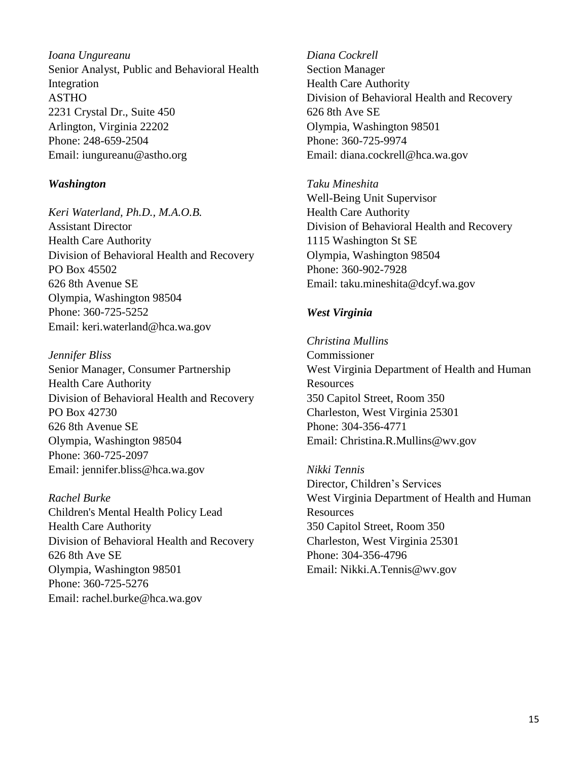*Ioana Ungureanu*
Senior Analyst, Public and Behavioral Health Integration
ASTHO
2231 Crystal Dr., Suite 450
Arlington, Virginia 22202
Phone: 248-659-2504
Email: iungureanu@astho.org

### *Washington*

*Keri Waterland, Ph.D., M.A.O.B.*
Assistant Director
Health Care Authority
Division of Behavioral Health and Recovery
PO Box 45502
626 8th Avenue SE
Olympia, Washington 98504
Phone: 360-725-5252
Email: keri.waterland@hca.wa.gov

*Jennifer Bliss*
Senior Manager, Consumer Partnership
Health Care Authority
Division of Behavioral Health and Recovery
PO Box 42730
626 8th Avenue SE
Olympia, Washington 98504
Phone: 360-725-2097
Email: jennifer.bliss@hca.wa.gov

*Rachel Burke*
Children's Mental Health Policy Lead
Health Care Authority
Division of Behavioral Health and Recovery
626 8th Ave SE
Olympia, Washington 98501
Phone: 360-725-5276
Email: rachel.burke@hca.wa.gov

*Diana Cockrell*
Section Manager
Health Care Authority
Division of Behavioral Health and Recovery
626 8th Ave SE
Olympia, Washington 98501
Phone: 360-725-9974
Email: diana.cockrell@hca.wa.gov

*Taku Mineshita*
Well-Being Unit Supervisor
Health Care Authority
Division of Behavioral Health and Recovery
1115 Washington St SE
Olympia, Washington 98504
Phone: 360-902-7928
Email: taku.mineshita@dcyf.wa.gov

### *West Virginia*

*Christina Mullins*
Commissioner
West Virginia Department of Health and Human Resources
350 Capitol Street, Room 350
Charleston, West Virginia 25301
Phone: 304-356-4771
Email: Christina.R.Mullins@wv.gov

*Nikki Tennis*
Director, Children's Services
West Virginia Department of Health and Human Resources
350 Capitol Street, Room 350
Charleston, West Virginia 25301
Phone: 304-356-4796
Email: Nikki.A.Tennis@wv.gov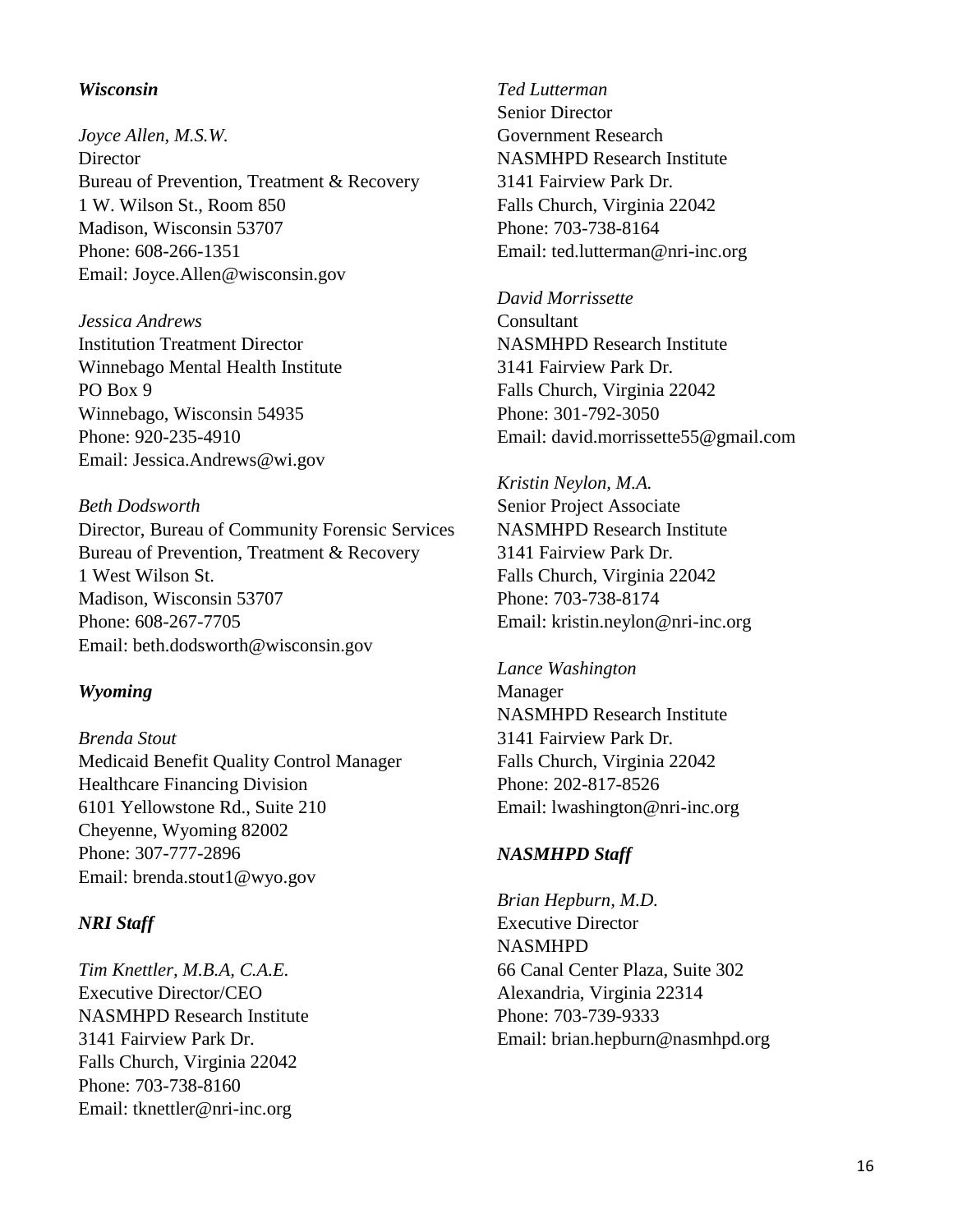### *Wisconsin*

*Joyce Allen, M.S.W.*
Director
Bureau of Prevention, Treatment & Recovery
1 W. Wilson St., Room 850
Madison, Wisconsin 53707
Phone: 608-266-1351
Email: Joyce.Allen@wisconsin.gov

*Jessica Andrews*
Institution Treatment Director
Winnebago Mental Health Institute
PO Box 9
Winnebago, Wisconsin 54935
Phone: 920-235-4910
Email: Jessica.Andrews@wi.gov

*Beth Dodsworth*
Director, Bureau of Community Forensic Services
Bureau of Prevention, Treatment & Recovery
1 West Wilson St.
Madison, Wisconsin 53707
Phone: 608-267-7705
Email: beth.dodsworth@wisconsin.gov

### *Wyoming*

*Brenda Stout*
Medicaid Benefit Quality Control Manager
Healthcare Financing Division
6101 Yellowstone Rd., Suite 210
Cheyenne, Wyoming 82002
Phone: 307-777-2896
Email: brenda.stout1@wyo.gov

### *NRI Staff*

*Tim Knettler, M.B.A, C.A.E.*
Executive Director/CEO
NASMHPD Research Institute
3141 Fairview Park Dr.
Falls Church, Virginia 22042
Phone: 703-738-8160
Email: tknettler@nri-inc.org

*Ted Lutterman*
Senior Director
Government Research
NASMHPD Research Institute
3141 Fairview Park Dr.
Falls Church, Virginia 22042
Phone: 703-738-8164
Email: ted.lutterman@nri-inc.org

*David Morrissette*
Consultant
NASMHPD Research Institute
3141 Fairview Park Dr.
Falls Church, Virginia 22042
Phone: 301-792-3050
Email: david.morrissette55@gmail.com

*Kristin Neylon, M.A.*
Senior Project Associate
NASMHPD Research Institute
3141 Fairview Park Dr.
Falls Church, Virginia 22042
Phone: 703-738-8174
Email: kristin.neylon@nri-inc.org

*Lance Washington*
Manager
NASMHPD Research Institute
3141 Fairview Park Dr.
Falls Church, Virginia 22042
Phone: 202-817-8526
Email: lwashington@nri-inc.org

### *NASMHPD Staff*

*Brian Hepburn, M.D.*
Executive Director
NASMHPD
66 Canal Center Plaza, Suite 302
Alexandria, Virginia 22314
Phone: 703-739-9333
Email: brian.hepburn@nasmhpd.org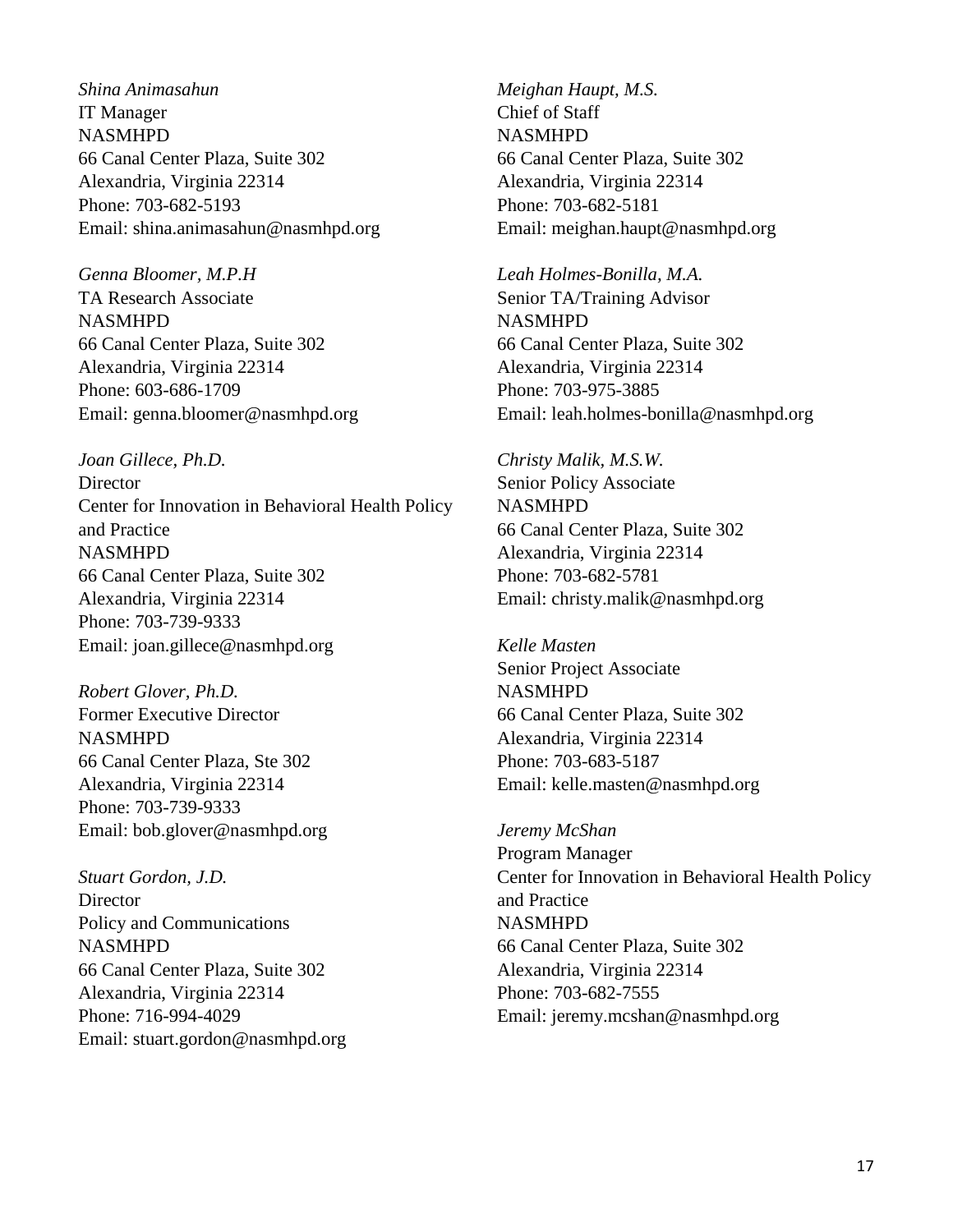*Shina Animasahun*
IT Manager
NASMHPD
66 Canal Center Plaza, Suite 302
Alexandria, Virginia 22314
Phone: 703-682-5193
Email: shina.animasahun@nasmhpd.org

*Genna Bloomer, M.P.H*
TA Research Associate
NASMHPD
66 Canal Center Plaza, Suite 302
Alexandria, Virginia 22314
Phone: 603-686-1709
Email: genna.bloomer@nasmhpd.org

*Joan Gillece, Ph.D.*
Director
Center for Innovation in Behavioral Health Policy and Practice
NASMHPD
66 Canal Center Plaza, Suite 302
Alexandria, Virginia 22314
Phone: 703-739-9333
Email: joan.gillece@nasmhpd.org

*Robert Glover, Ph.D.*
Former Executive Director
NASMHPD
66 Canal Center Plaza, Ste 302
Alexandria, Virginia 22314
Phone: 703-739-9333
Email: bob.glover@nasmhpd.org

*Stuart Gordon, J.D.*
Director
Policy and Communications
NASMHPD
66 Canal Center Plaza, Suite 302
Alexandria, Virginia 22314
Phone: 716-994-4029
Email: stuart.gordon@nasmhpd.org

*Meighan Haupt, M.S.*
Chief of Staff
NASMHPD
66 Canal Center Plaza, Suite 302
Alexandria, Virginia 22314
Phone: 703-682-5181
Email: meighan.haupt@nasmhpd.org

*Leah Holmes-Bonilla, M.A.*
Senior TA/Training Advisor
NASMHPD
66 Canal Center Plaza, Suite 302
Alexandria, Virginia 22314
Phone: 703-975-3885
Email: leah.holmes-bonilla@nasmhpd.org

*Christy Malik, M.S.W.*
Senior Policy Associate
NASMHPD
66 Canal Center Plaza, Suite 302
Alexandria, Virginia 22314
Phone: 703-682-5781
Email: christy.malik@nasmhpd.org

*Kelle Masten*
Senior Project Associate
NASMHPD
66 Canal Center Plaza, Suite 302
Alexandria, Virginia 22314
Phone: 703-683-5187
Email: kelle.masten@nasmhpd.org

*Jeremy McShan*
Program Manager
Center for Innovation in Behavioral Health Policy and Practice
NASMHPD
66 Canal Center Plaza, Suite 302
Alexandria, Virginia 22314
Phone: 703-682-7555
Email: jeremy.mcshan@nasmhpd.org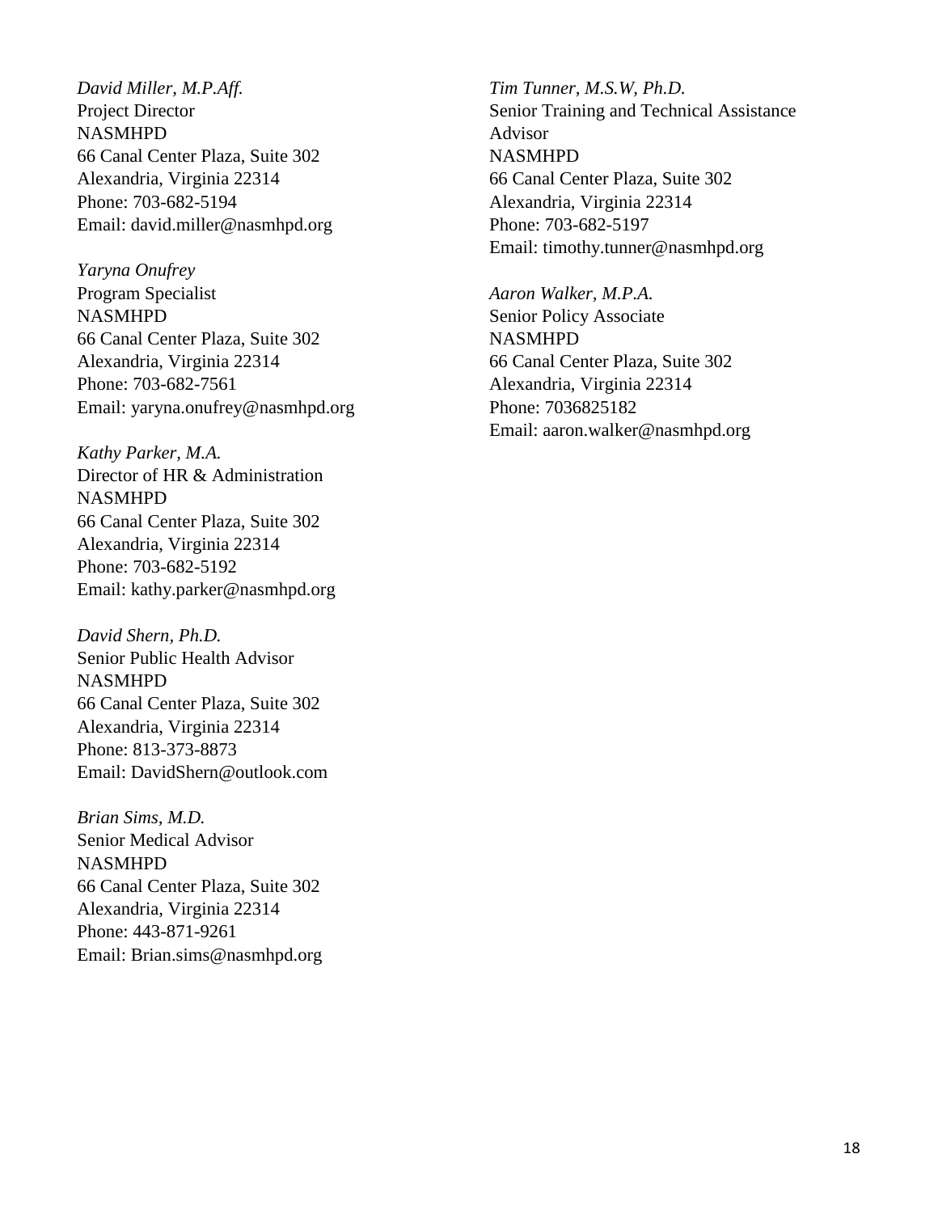*David Miller, M.P.Aff.*
Project Director
NASMHPD
66 Canal Center Plaza, Suite 302
Alexandria, Virginia 22314
Phone: 703-682-5194
Email: david.miller@nasmhpd.org

*Yaryna Onufrey*
Program Specialist
NASMHPD
66 Canal Center Plaza, Suite 302
Alexandria, Virginia 22314
Phone: 703-682-7561
Email: yaryna.onufrey@nasmhpd.org

*Kathy Parker, M.A.*
Director of HR & Administration
NASMHPD
66 Canal Center Plaza, Suite 302
Alexandria, Virginia 22314
Phone: 703-682-5192
Email: kathy.parker@nasmhpd.org

*David Shern, Ph.D.*
Senior Public Health Advisor
NASMHPD
66 Canal Center Plaza, Suite 302
Alexandria, Virginia 22314
Phone: 813-373-8873
Email: DavidShern@outlook.com

*Brian Sims, M.D.*
Senior Medical Advisor
NASMHPD
66 Canal Center Plaza, Suite 302
Alexandria, Virginia 22314
Phone: 443-871-9261
Email: Brian.sims@nasmhpd.org

*Tim Tunner, M.S.W, Ph.D.*
Senior Training and Technical Assistance Advisor
NASMHPD
66 Canal Center Plaza, Suite 302
Alexandria, Virginia 22314
Phone: 703-682-5197
Email: timothy.tunner@nasmhpd.org

*Aaron Walker, M.P.A.*
Senior Policy Associate
NASMHPD
66 Canal Center Plaza, Suite 302
Alexandria, Virginia 22314
Phone: 7036825182
Email: aaron.walker@nasmhpd.org